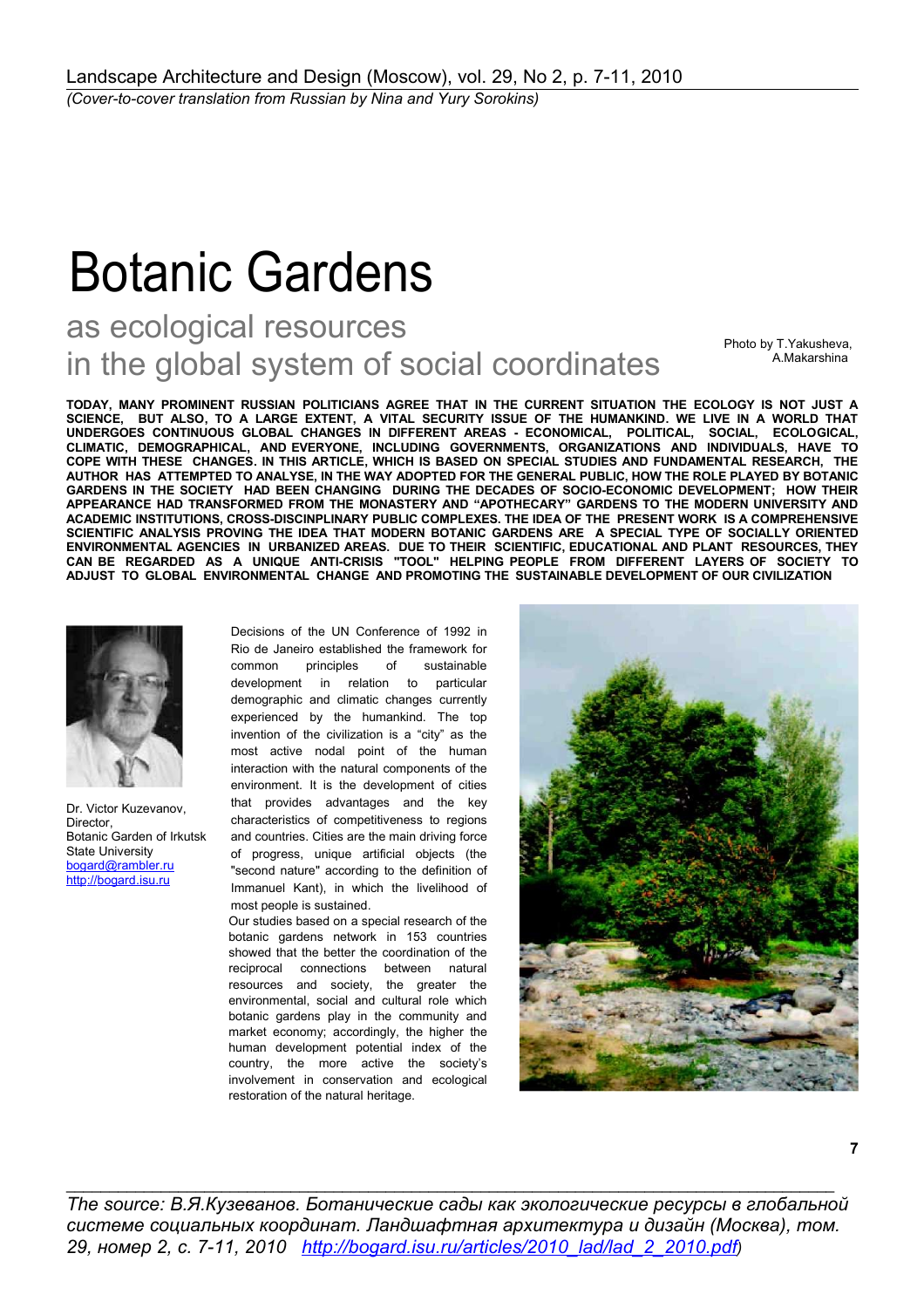Landscape Architecture and Design (Moscow), vol. 29, No 2, p. 7-11, 2010

*(Cover-to-cover translation from Russian by Nina and Yury Sorokins)*

# Botanic Gardens

## as ecological resources in the global system of social coordinates

Photo by T.Yakusheva, A.Makarshina

**TODAY, MANY PROMINENT RUSSIAN POLITICIANS AGREE THAT IN THE CURRENT SITUATION THE ECOLOGY IS NOT JUST A SCIENCE, BUT ALSO, TO A LARGE EXTENT, A VITAL SECURITY ISSUE OF THE HUMANKIND. WE LIVE IN A WORLD THAT UNDERGOES CONTINUOUS GLOBAL CHANGES IN DIFFERENT AREAS - ECONOMICAL, POLITICAL, SOCIAL, ECOLOGICAL, CLIMATIC, DEMOGRAPHICAL, AND EVERYONE, INCLUDING GOVERNMENTS, ORGANIZATIONS AND INDIVIDUALS, HAVE TO COPE WITH THESE CHANGES. IN THIS ARTICLE, WHICH IS BASED ON SPECIAL STUDIES AND FUNDAMENTAL RESEARCH, THE AUTHOR HAS ATTEMPTED TO ANALYSE, IN THE WAY ADOPTED FOR THE GENERAL PUBLIC, HOW THE ROLE PLAYED BY BOTANIC GARDENS IN THE SOCIETY HAD BEEN CHANGING DURING THE DECADES OF SOCIO-ECONOMIC DEVELOPMENT; HOW THEIR APPEARANCE HAD TRANSFORMED FROM THE MONASTERY AND "APOTHECARY" GARDENS TO THE MODERN UNIVERSITY AND ACADEMIC INSTITUTIONS, CROSS-DISCINPLINARY PUBLIC COMPLEXES. THE IDEA OF THE PRESENT WORK IS A COMPREHENSIVE SCIENTIFIC ANALYSIS PROVING THE IDEA THAT MODERN BOTANIC GARDENS ARE A SPECIAL TYPE OF SOCIALLY ORIENTED ENVIRONMENTAL AGENCIES IN URBANIZED AREAS. DUE TO THEIR SCIENTIFIC, EDUCATIONAL AND PLANT RESOURCES, THEY CAN BE REGARDED AS A UNIQUE ANTI-CRISIS "TOOL" HELPING PEOPLE FROM DIFFERENT LAYERS OF SOCIETY TO ADJUST TO GLOBAL ENVIRONMENTAL CHANGE AND PROMOTING THE SUSTAINABLE DEVELOPMENT OF OUR CIVILIZATION**

Dr. Victor Kuzevanov,
Director,
Botanic Garden of Irkutsk State University
bogard@rambler.ru
http://bogard.isu.ru

Decisions of the UN Conference of 1992 in Rio de Janeiro established the framework for common principles of sustainable development in relation to particular demographic and climatic changes currently experienced by the humankind. The top invention of the civilization is a "city" as the most active nodal point of the human interaction with the natural components of the environment. It is the development of cities that provides advantages and the key characteristics of competitiveness to regions and countries. Cities are the main driving force of progress, unique artificial objects (the "second nature" according to the definition of Immanuel Kant), in which the livelihood of most people is sustained.

Our studies based on a special research of the botanic gardens network in 153 countries showed that the better the coordination of the reciprocal connections between natural resources and society, the greater the environmental, social and cultural role which botanic gardens play in the community and market economy; accordingly, the higher the human development potential index of the country, the more active the society's involvement in conservation and ecological restoration of the natural heritage.

---

*The source: В.Я.Кузеванов. Ботанические сады как экологические ресурсы в глобальной системе социальных координат. Ландшафтная архитектура и дизайн (Москва), том. 29, номер 2, с. 7-11, 2010 http://bogard.isu.ru/articles/2010_lad/lad_2_2010.pdf)*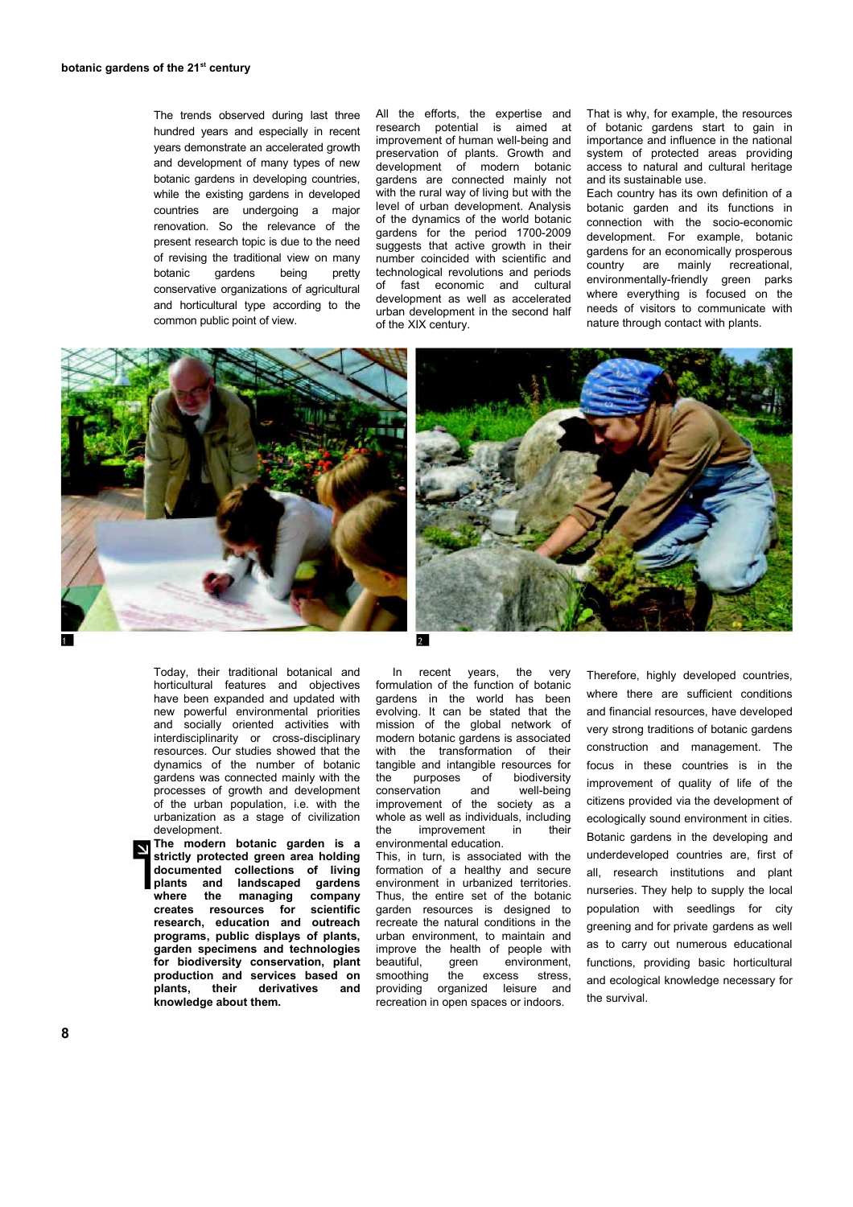The trends observed during last three hundred years and especially in recent years demonstrate an accelerated growth and development of many types of new botanic gardens in developing countries, while the existing gardens in developed countries are undergoing a major renovation. So the relevance of the present research topic is due to the need of revising the traditional view on many botanic gardens being pretty conservative organizations of agricultural and horticultural type according to the common public point of view.

All the efforts, the expertise and research potential is aimed at improvement of human well-being and preservation of plants. Growth and development of modern botanic gardens are connected mainly not with the rural way of living but with the level of urban development. Analysis of the dynamics of the world botanic gardens for the period 1700-2009 suggests that active growth in their number coincided with scientific and technological revolutions and periods of fast economic and cultural development as well as accelerated urban development in the second half of the XIX century.

That is why, for example, the resources of botanic gardens start to gain in importance and influence in the national system of protected areas providing access to natural and cultural heritage and its sustainable use.

Each country has its own definition of a botanic garden and its functions in connection with the socio-economic development. For example, botanic gardens for an economically prosperous country are mainly recreational, environmentally-friendly green parks where everything is focused on the needs of visitors to communicate with nature through contact with plants.

1

2

Today, their traditional botanical and horticultural features and objectives have been expanded and updated with new powerful environmental priorities and socially oriented activities with interdisciplinarity or cross-disciplinary resources. Our studies showed that the dynamics of the number of botanic gardens was connected mainly with the processes of growth and development of the urban population, i.e. with the urbanization as a stage of civilization development.

**The modern botanic garden is a strictly protected green area holding documented collections of living plants and landscaped gardens where the managing company creates resources for scientific research, education and outreach programs, public displays of plants, garden specimens and technologies for biodiversity conservation, plant production and services based on plants, their derivatives and knowledge about them.**

In recent years, the very formulation of the function of botanic gardens in the world has been evolving. It can be stated that the mission of the global network of modern botanic gardens is associated with the transformation of their tangible and intangible resources for the purposes of biodiversity conservation and well-being improvement of the society as a whole as well as individuals, including the improvement in their environmental education.

This, in turn, is associated with the formation of a healthy and secure environment in urbanized territories. Thus, the entire set of the botanic garden resources is designed to recreate the natural conditions in the urban environment, to maintain and improve the health of people with beautiful, green environment, smoothing the excess stress, providing organized leisure and recreation in open spaces or indoors.

Therefore, highly developed countries, where there are sufficient conditions and financial resources, have developed very strong traditions of botanic gardens construction and management. The focus in these countries is in the improvement of quality of life of the citizens provided via the development of ecologically sound environment in cities. Botanic gardens in the developing and underdeveloped countries are, first of all, research institutions and plant nurseries. They help to supply the local population with seedlings for city greening and for private gardens as well as to carry out numerous educational functions, providing basic horticultural and ecological knowledge necessary for the survival.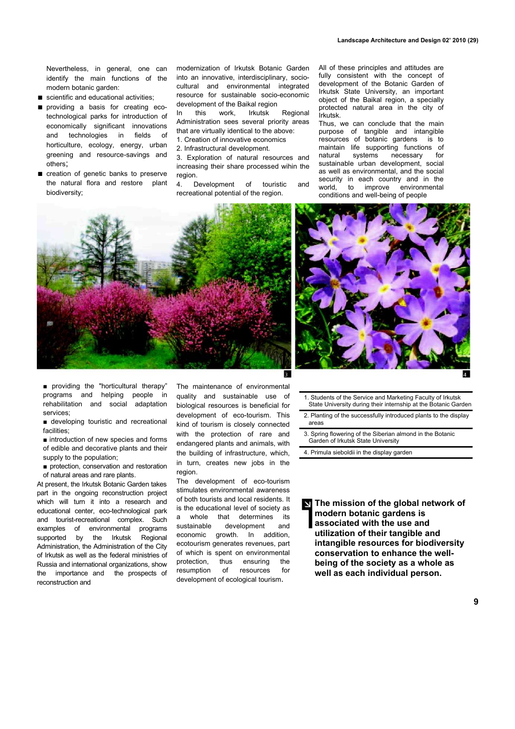Nevertheless, in general, one can identify the main functions of the modern botanic garden:

- scientific and educational activities;
- providing a basis for creating eco-technological parks for introduction of economically significant innovations and technologies in fields of horticulture, ecology, energy, urban greening and resource-savings and others;
- creation of genetic banks to preserve the natural flora and restore plant biodiversity;
- providing the "horticultural therapy" programs and helping people in rehabilitation and social adaptation services;
- developing touristic and recreational facilities;
- introduction of new species and forms of edible and decorative plants and their supply to the population;
- protection, conservation and restoration of natural areas and rare plants.

At present, the Irkutsk Botanic Garden takes part in the ongoing reconstruction project which will turn it into a research and educational center, eco-technological park and tourist-recreational complex. Such examples of environmental programs supported by the Irkutsk Regional Administration, the Administration of the City of Irkutsk as well as the federal ministries of Russia and international organizations, show the importance and the prospects of reconstruction and modernization of Irkutsk Botanic Garden into an innovative, interdisciplinary, socio-cultural and environmental integrated resource for sustainable socio-economic development of the Baikal region

In this work, Irkutsk Regional Administration sees several priority areas that are virtually identical to the above:

1. Creation of innovative economics
2. Infrastructural development.
3. Exploration of natural resources and increasing their share processed wihin the region.
4. Development of touristic and recreational potential of the region.

The maintenance of environmental quality and sustainable use of biological resources is beneficial for development of eco-tourism. This kind of tourism is closely connected with the protection of rare and endangered plants and animals, with the building of infrastructure, which, in turn, creates new jobs in the region.

The development of eco-tourism stimulates environmental awareness of both tourists and local residents. It is the educational level of society as a whole that determines its sustainable development and economic growth. In addition, ecotourism generates revenues, part of which is spent on environmental protection, thus ensuring the resumption of resources for development of ecological tourism.

All of these principles and attitudes are fully consistent with the concept of development of the Botanic Garden of Irkutsk State University, an important object of the Baikal region, a specially protected natural area in the city of Irkutsk.

Thus, we can conclude that the main purpose of tangible and intangible resources of botanic gardens is to maintain life supporting functions of natural systems necessary for sustainable urban development, social as well as environmental, and the social security in each country and in the world, to improve environmental conditions and well-being of people

1. Students of the Service and Marketing Faculty of Irkutsk State University during their internship at the Botanic Garden
2. Planting of the successfully introduced plants to the display areas
3. Spring flowering of the Siberian almond in the Botanic Garden of Irkutsk State University
4. Primula sieboldii in the display garden

**The mission of the global network of modern botanic gardens is associated with the use and utilization of their tangible and intangible resources for biodiversity conservation to enhance the well-being of the society as a whole as well as each individual person.**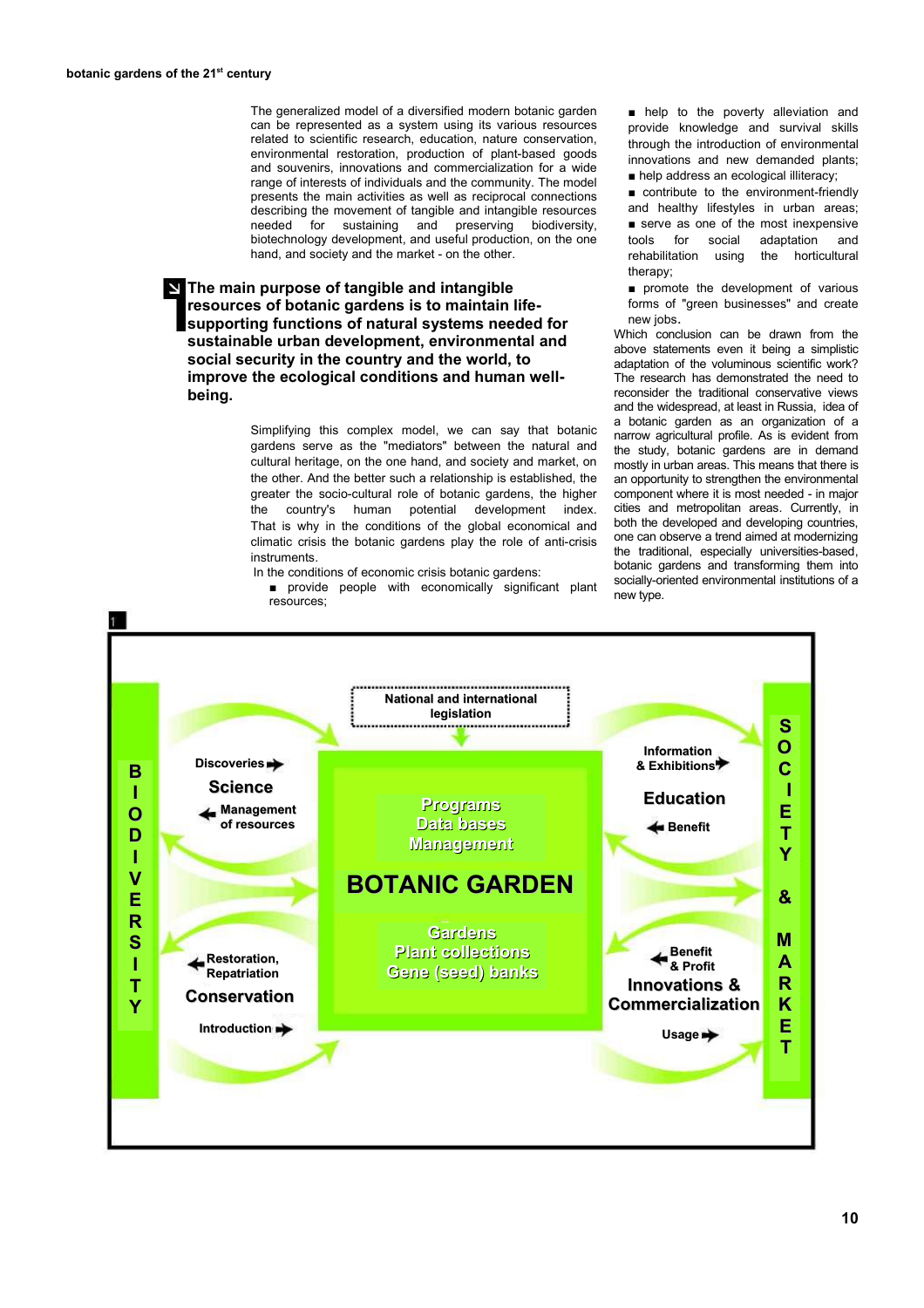The generalized model of a diversified modern botanic garden can be represented as a system using its various resources related to scientific research, education, nature conservation, environmental restoration, production of plant-based goods and souvenirs, innovations and commercialization for a wide range of interests of individuals and the community. The model presents the main activities as well as reciprocal connections describing the movement of tangible and intangible resources needed for sustaining and preserving biodiversity, biotechnology development, and useful production, on the one hand, and society and the market - on the other.

**The main purpose of tangible and intangible resources of botanic gardens is to maintain life-supporting functions of natural systems needed for sustainable urban development, environmental and social security in the country and the world, to improve the ecological conditions and human well-being.**

Simplifying this complex model, we can say that botanic gardens serve as the "mediators" between the natural and cultural heritage, on the one hand, and society and market, on the other. And the better such a relationship is established, the greater the socio-cultural role of botanic gardens, the higher the country's human potential development index. That is why in the conditions of the global economical and climatic crisis the botanic gardens play the role of anti-crisis instruments.

In the conditions of economic crisis botanic gardens:

- provide people with economically significant plant resources;
- help to the poverty alleviation and provide knowledge and survival skills through the introduction of environmental innovations and new demanded plants;
- help address an ecological illiteracy;
- contribute to the environment-friendly and healthy lifestyles in urban areas;
- serve as one of the most inexpensive tools for social adaptation and rehabilitation using the horticultural therapy;
- promote the development of various forms of "green businesses" and create new jobs.

Which conclusion can be drawn from the above statements even it being a simplistic adaptation of the voluminous scientific work? The research has demonstrated the need to reconsider the traditional conservative views and the widespread, at least in Russia, idea of a botanic garden as an organization of a narrow agricultural profile. As is evident from the study, botanic gardens are in demand mostly in urban areas. This means that there is an opportunity to strengthen the environmental component where it is most needed - in major cities and metropolitan areas. Currently, in both the developed and developing countries, one can observe a trend aimed at modernizing the traditional, especially universities-based, botanic gardens and transforming them into socially-oriented environmental institutions of a new type.

1

National and international legislation

BIODIVERSITY | SOCIETY & MARKET

Discoveries → Science ← Management of resources

← Restoration, Repatriation — Conservation — Introduction →

Programs, Data bases, Management — BOTANIC GARDEN — Gardens, Plant collections, Gene (seed) banks

Information & Exhibitions → Education ← Benefit

← Benefit & Profit — Innovations & Commercialization — Usage →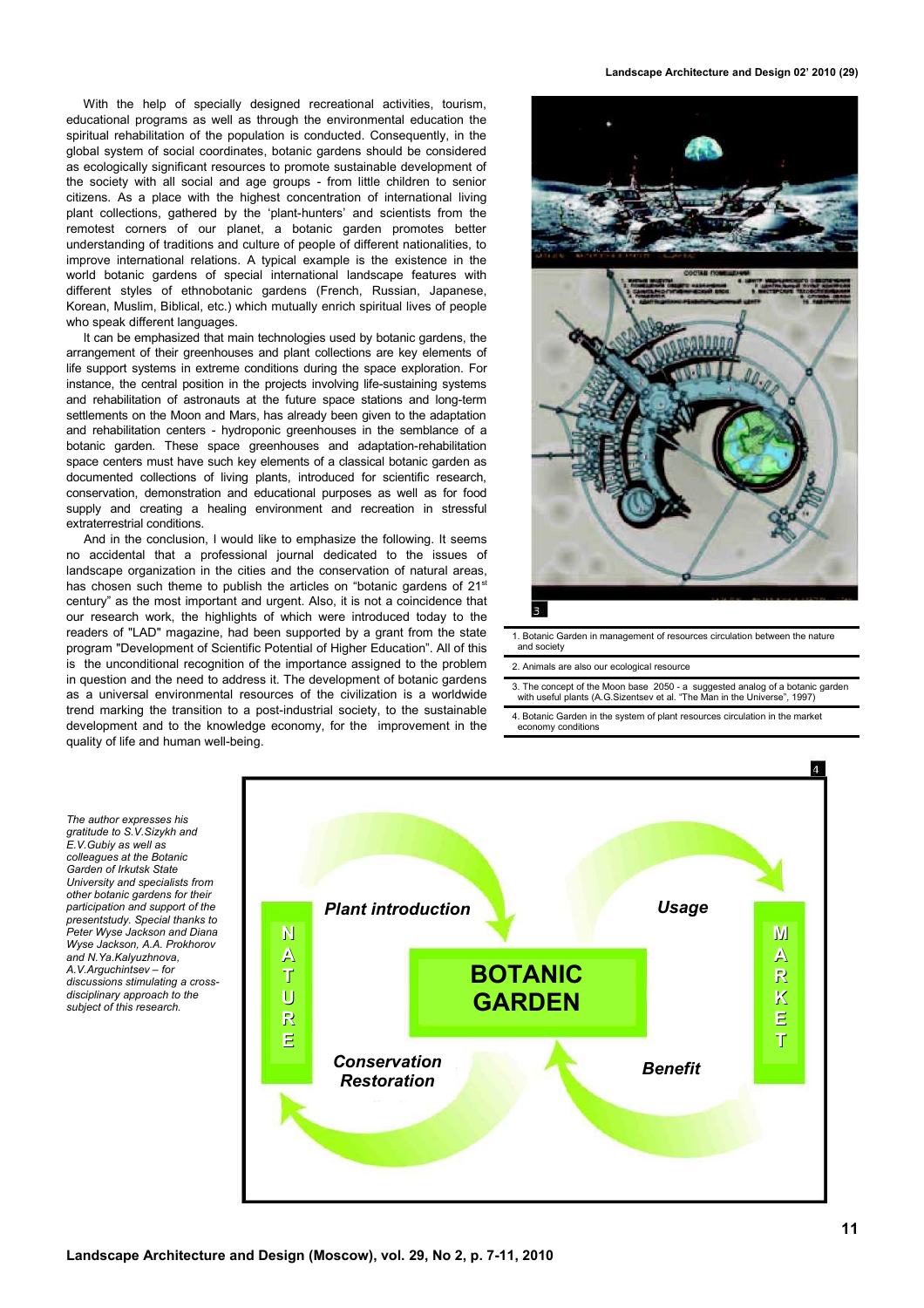With the help of specially designed recreational activities, tourism, educational programs as well as through the environmental education the spiritual rehabilitation of the population is conducted. Consequently, in the global system of social coordinates, botanic gardens should be considered as ecologically significant resources to promote sustainable development of the society with all social and age groups - from little children to senior citizens. As a place with the highest concentration of international living plant collections, gathered by the 'plant-hunters' and scientists from the remotest corners of our planet, a botanic garden promotes better understanding of traditions and culture of people of different nationalities, to improve international relations. A typical example is the existence in the world botanic gardens of special international landscape features with different styles of ethnobotanic gardens (French, Russian, Japanese, Korean, Muslim, Biblical, etc.) which mutually enrich spiritual lives of people who speak different languages.

It can be emphasized that main technologies used by botanic gardens, the arrangement of their greenhouses and plant collections are key elements of life support systems in extreme conditions during the space exploration. For instance, the central position in the projects involving life-sustaining systems and rehabilitation of astronauts at the future space stations and long-term settlements on the Moon and Mars, has already been given to the adaptation and rehabilitation centers - hydroponic greenhouses in the semblance of a botanic garden. These space greenhouses and adaptation-rehabilitation space centers must have such key elements of a classical botanic garden as documented collections of living plants, introduced for scientific research, conservation, demonstration and educational purposes as well as for food supply and creating a healing environment and recreation in stressful extraterrestrial conditions.

And in the conclusion, I would like to emphasize the following. It seems no accidental that a professional journal dedicated to the issues of landscape organization in the cities and the conservation of natural areas, has chosen such theme to publish the articles on "botanic gardens of 21st century" as the most important and urgent. Also, it is not a coincidence that our research work, the highlights of which were introduced today to the readers of "LAD" magazine, had been supported by a grant from the state program "Development of Scientific Potential of Higher Education". All of this is the unconditional recognition of the importance assigned to the problem in question and the need to address it. The development of botanic gardens as a universal environmental resources of the civilization is a worldwide trend marking the transition to a post-industrial society, to the sustainable development and to the knowledge economy, for the improvement in the quality of life and human well-being.

3

1. Botanic Garden in management of resources circulation between the nature and society

2. Animals are also our ecological resource

3. The concept of the Moon base 2050 - a suggested analog of a botanic garden with useful plants (A.G.Sizentsev et al. "The Man in the Universe", 1997)

4. Botanic Garden in the system of plant resources circulation in the market economy conditions

*The author expresses his gratitude to S.V.Sizykh and E.V.Gubiy as well as colleagues at the Botanic Garden of Irkutsk State University and specialists from other botanic gardens for their participation and support of the presentstudy. Special thanks to Peter Wyse Jackson and Diana Wyse Jackson, A.A. Prokhorov and N.Ya.Kalyuzhnova, A.V.Arguchintsev – for discussions stimulating a cross-disciplinary approach to the subject of this research.*

4

NATURE — Plant introduction — BOTANIC GARDEN — Usage — MARKET — Benefit — Conservation Restoration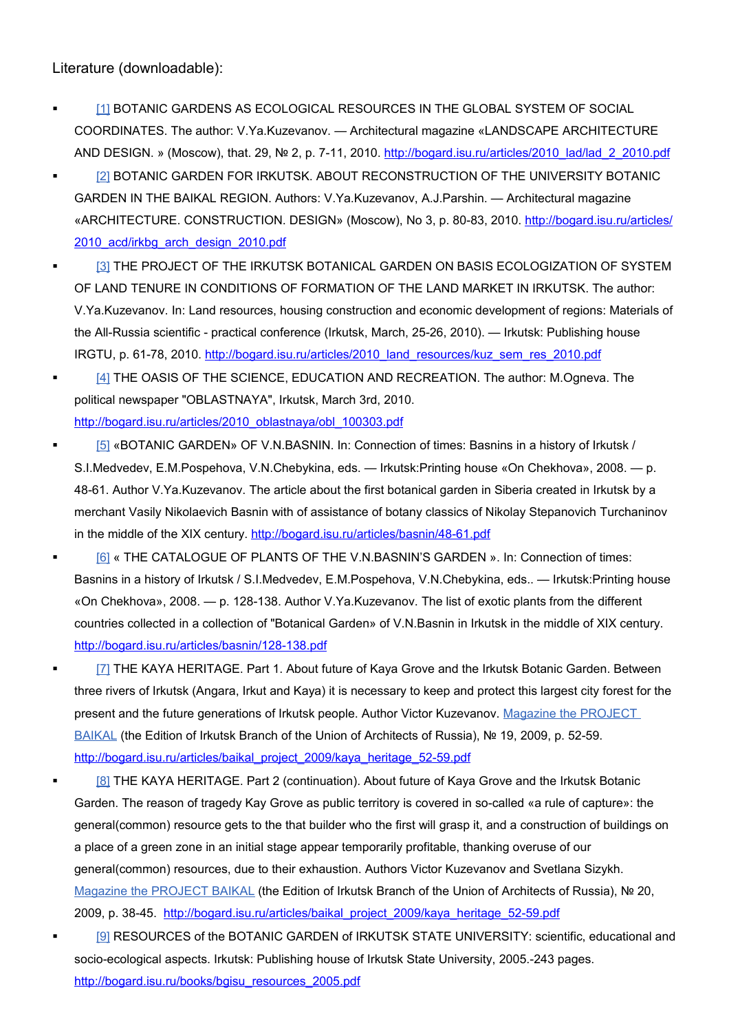Literature (downloadable):

- [1] BOTANIC GARDENS AS ECOLOGICAL RESOURCES IN THE GLOBAL SYSTEM OF SOCIAL COORDINATES. The author: V.Ya.Kuzevanov. — Architectural magazine «LANDSCAPE ARCHITECTURE AND DESIGN. » (Moscow), that. 29, № 2, p. 7-11, 2010. http://bogard.isu.ru/articles/2010_lad/lad_2_2010.pdf
- [2] BOTANIC GARDEN FOR IRKUTSK. ABOUT RECONSTRUCTION OF THE UNIVERSITY BOTANIC GARDEN IN THE BAIKAL REGION. Authors: V.Ya.Kuzevanov, A.J.Parshin. — Architectural magazine «ARCHITECTURE. CONSTRUCTION. DESIGN» (Moscow), No 3, p. 80-83, 2010. http://bogard.isu.ru/articles/2010_acd/irkbg_arch_design_2010.pdf
- [3] THE PROJECT OF THE IRKUTSK BOTANICAL GARDEN ON BASIS ECOLOGIZATION OF SYSTEM OF LAND TENURE IN CONDITIONS OF FORMATION OF THE LAND MARKET IN IRKUTSK. The author: V.Ya.Kuzevanov. In: Land resources, housing construction and economic development of regions: Materials of the All-Russia scientific - practical conference (Irkutsk, March, 25-26, 2010). — Irkutsk: Publishing house IRGTU, p. 61-78, 2010. http://bogard.isu.ru/articles/2010_land_resources/kuz_sem_res_2010.pdf
- [4] THE OASIS OF THE SCIENCE, EDUCATION AND RECREATION. The author: M.Ogneva. The political newspaper "OBLASTNAYA", Irkutsk, March 3rd, 2010. http://bogard.isu.ru/articles/2010_oblastnaya/obl_100303.pdf
- [5] «BOTANIC GARDEN» OF V.N.BASNIN. In: Connection of times: Basnins in a history of Irkutsk / S.I.Medvedev, E.M.Pospehova, V.N.Chebykina, eds. — Irkutsk:Printing house «On Chekhova», 2008. — p. 48-61. Author V.Ya.Kuzevanov. The article about the first botanical garden in Siberia created in Irkutsk by a merchant Vasily Nikolaevich Basnin with of assistance of botany classics of Nikolay Stepanovich Turchaninov in the middle of the XIX century. http://bogard.isu.ru/articles/basnin/48-61.pdf
- [6] « THE CATALOGUE OF PLANTS OF THE V.N.BASNIN'S GARDEN ». In: Connection of times: Basnins in a history of Irkutsk / S.I.Medvedev, E.M.Pospehova, V.N.Chebykina, eds.. — Irkutsk:Printing house «On Chekhova», 2008. — p. 128-138. Author V.Ya.Kuzevanov. The list of exotic plants from the different countries collected in a collection of "Botanical Garden» of V.N.Basnin in Irkutsk in the middle of XIX century. http://bogard.isu.ru/articles/basnin/128-138.pdf
- [7] THE KAYA HERITAGE. Part 1. About future of Kaya Grove and the Irkutsk Botanic Garden. Between three rivers of Irkutsk (Angara, Irkut and Kaya) it is necessary to keep and protect this largest city forest for the present and the future generations of Irkutsk people. Author Victor Kuzevanov. Magazine the PROJECT BAIKAL (the Edition of Irkutsk Branch of the Union of Architects of Russia), № 19, 2009, p. 52-59. http://bogard.isu.ru/articles/baikal_project_2009/kaya_heritage_52-59.pdf
- [8] THE KAYA HERITAGE. Part 2 (continuation). About future of Kaya Grove and the Irkutsk Botanic Garden. The reason of tragedy Kay Grove as public territory is covered in so-called «a rule of capture»: the general(common) resource gets to the that builder who the first will grasp it, and a construction of buildings on a place of a green zone in an initial stage appear temporarily profitable, thanking overuse of our general(common) resources, due to their exhaustion. Authors Victor Kuzevanov and Svetlana Sizykh. Magazine the PROJECT BAIKAL (the Edition of Irkutsk Branch of the Union of Architects of Russia), № 20, 2009, p. 38-45. http://bogard.isu.ru/articles/baikal_project_2009/kaya_heritage_52-59.pdf
- [9] RESOURCES of the BOTANIC GARDEN of IRKUTSK STATE UNIVERSITY: scientific, educational and socio-ecological aspects. Irkutsk: Publishing house of Irkutsk State University, 2005.-243 pages. http://bogard.isu.ru/books/bgisu_resources_2005.pdf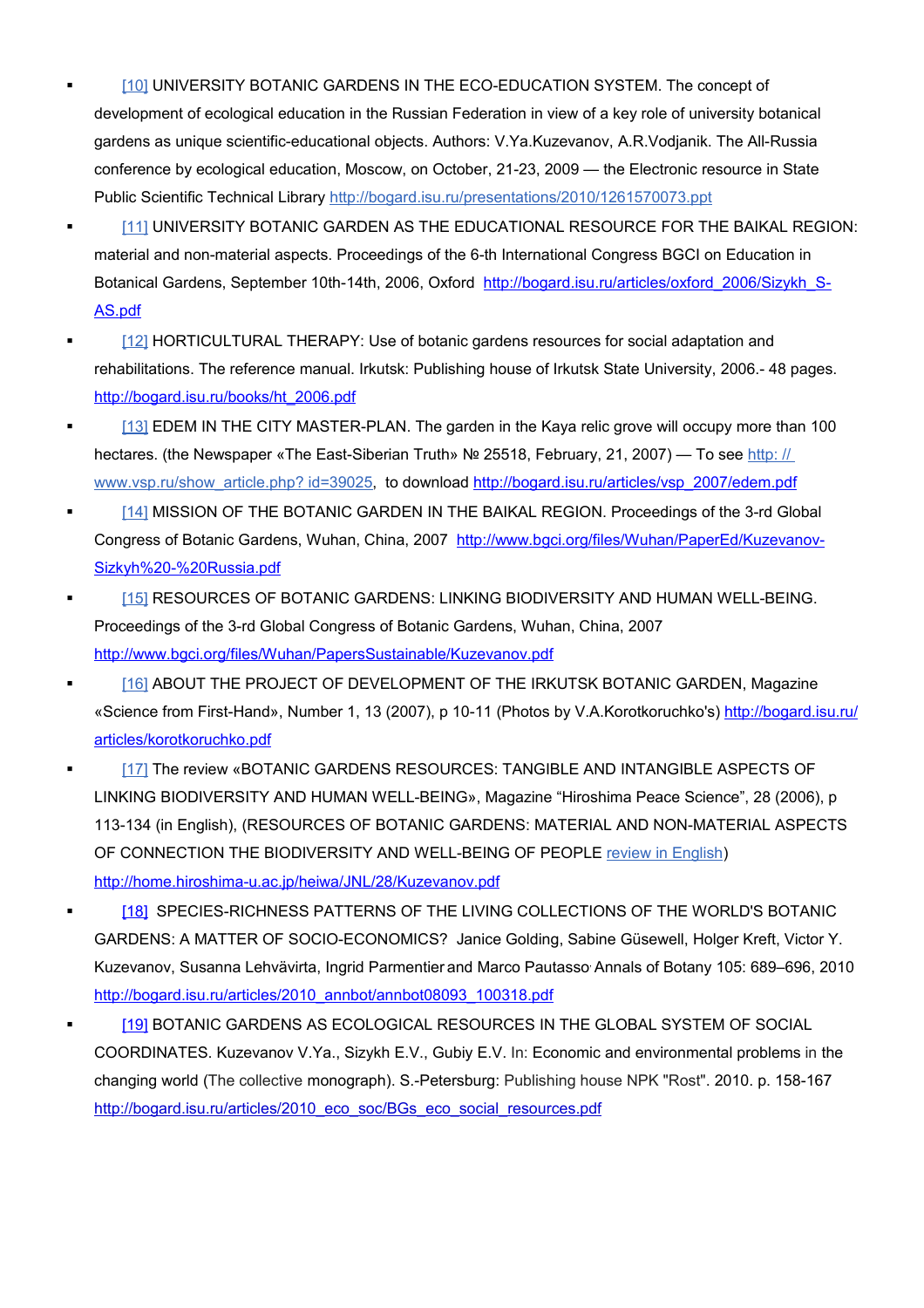- [10] UNIVERSITY BOTANIC GARDENS IN THE ECO-EDUCATION SYSTEM. The concept of development of ecological education in the Russian Federation in view of a key role of university botanical gardens as unique scientific-educational objects. Authors: V.Ya.Kuzevanov, A.R.Vodjanik. The All-Russia conference by ecological education, Moscow, on October, 21-23, 2009 — the Electronic resource in State Public Scientific Technical Library http://bogard.isu.ru/presentations/2010/1261570073.ppt
- [11] UNIVERSITY BOTANIC GARDEN AS THE EDUCATIONAL RESOURCE FOR THE BAIKAL REGION: material and non-material aspects. Proceedings of the 6-th International Congress BGCI on Education in Botanical Gardens, September 10th-14th, 2006, Oxford http://bogard.isu.ru/articles/oxford_2006/Sizykh_S-AS.pdf
- [12] HORTICULTURAL THERAPY: Use of botanic gardens resources for social adaptation and rehabilitations. The reference manual. Irkutsk: Publishing house of Irkutsk State University, 2006.- 48 pages. http://bogard.isu.ru/books/ht_2006.pdf
- [13] EDEM IN THE CITY MASTER-PLAN. The garden in the Kaya relic grove will occupy more than 100 hectares. (the Newspaper «The East-Siberian Truth» № 25518, February, 21, 2007) — To see http://www.vsp.ru/show_article.php?id=39025, to download http://bogard.isu.ru/articles/vsp_2007/edem.pdf
- [14] MISSION OF THE BOTANIC GARDEN IN THE BAIKAL REGION. Proceedings of the 3-rd Global Congress of Botanic Gardens, Wuhan, China, 2007 http://www.bgci.org/files/Wuhan/PaperEd/Kuzevanov-Sizkyh%20-%20Russia.pdf
- [15] RESOURCES OF BOTANIC GARDENS: LINKING BIODIVERSITY AND HUMAN WELL-BEING. Proceedings of the 3-rd Global Congress of Botanic Gardens, Wuhan, China, 2007 http://www.bgci.org/files/Wuhan/PapersSustainable/Kuzevanov.pdf
- [16] ABOUT THE PROJECT OF DEVELOPMENT OF THE IRKUTSK BOTANIC GARDEN, Magazine «Science from First-Hand», Number 1, 13 (2007), p 10-11 (Photos by V.A.Korotkoruchko's) http://bogard.isu.ru/articles/korotkoruchko.pdf
- [17] The review «BOTANIC GARDENS RESOURCES: TANGIBLE AND INTANGIBLE ASPECTS OF LINKING BIODIVERSITY AND HUMAN WELL-BEING», Magazine "Hiroshima Peace Science", 28 (2006), p 113-134 (in English), (RESOURCES OF BOTANIC GARDENS: MATERIAL AND NON-MATERIAL ASPECTS OF CONNECTION THE BIODIVERSITY AND WELL-BEING OF PEOPLE review in English) http://home.hiroshima-u.ac.jp/heiwa/JNL/28/Kuzevanov.pdf
- [18] SPECIES-RICHNESS PATTERNS OF THE LIVING COLLECTIONS OF THE WORLD'S BOTANIC GARDENS: A MATTER OF SOCIO-ECONOMICS? Janice Golding, Sabine Güsewell, Holger Kreft, Victor Y. Kuzevanov, Susanna Lehvävirta, Ingrid Parmentier and Marco Pautasso Annals of Botany 105: 689–696, 2010 http://bogard.isu.ru/articles/2010_annbot/annbot08093_100318.pdf
- [19] BOTANIC GARDENS AS ECOLOGICAL RESOURCES IN THE GLOBAL SYSTEM OF SOCIAL COORDINATES. Kuzevanov V.Ya., Sizykh E.V., Gubiy E.V. In: Economic and environmental problems in the changing world (The collective monograph). S.-Petersburg: Publishing house NPK "Rost". 2010. p. 158-167 http://bogard.isu.ru/articles/2010_eco_soc/BGs_eco_social_resources.pdf